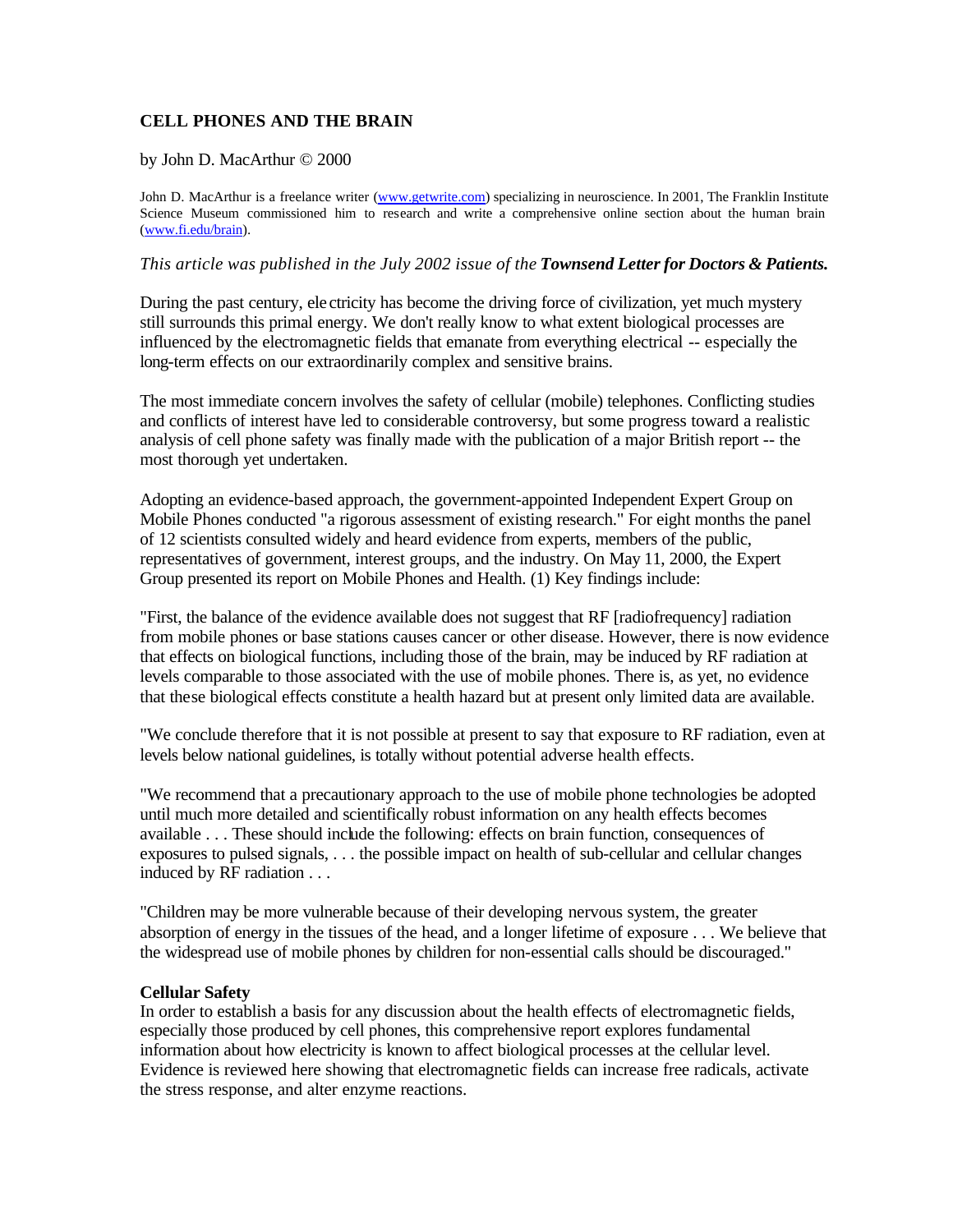# CELL PHONES AND THE BRAIN

by John D. MacArthur © 2000

John D. MacArthur is a freelance writer (www.getwrite.com) specializing in neuroscience. In 2001, The Franklin Institute Science Museum commissioned him to research and write a comprehensive online section about the human brain (www.fi.edu/brain).

*This article was published in the July 2002 issue of the* ***Townsend Letter for Doctors & Patients.***

During the past century, electricity has become the driving force of civilization, yet much mystery still surrounds this primal energy. We don't really know to what extent biological processes are influenced by the electromagnetic fields that emanate from everything electrical -- especially the long-term effects on our extraordinarily complex and sensitive brains.

The most immediate concern involves the safety of cellular (mobile) telephones. Conflicting studies and conflicts of interest have led to considerable controversy, but some progress toward a realistic analysis of cell phone safety was finally made with the publication of a major British report -- the most thorough yet undertaken.

Adopting an evidence-based approach, the government-appointed Independent Expert Group on Mobile Phones conducted "a rigorous assessment of existing research." For eight months the panel of 12 scientists consulted widely and heard evidence from experts, members of the public, representatives of government, interest groups, and the industry. On May 11, 2000, the Expert Group presented its report on Mobile Phones and Health. (1) Key findings include:

"First, the balance of the evidence available does not suggest that RF [radiofrequency] radiation from mobile phones or base stations causes cancer or other disease. However, there is now evidence that effects on biological functions, including those of the brain, may be induced by RF radiation at levels comparable to those associated with the use of mobile phones. There is, as yet, no evidence that these biological effects constitute a health hazard but at present only limited data are available.

"We conclude therefore that it is not possible at present to say that exposure to RF radiation, even at levels below national guidelines, is totally without potential adverse health effects.

"We recommend that a precautionary approach to the use of mobile phone technologies be adopted until much more detailed and scientifically robust information on any health effects becomes available . . . These should include the following: effects on brain function, consequences of exposures to pulsed signals, . . . the possible impact on health of sub-cellular and cellular changes induced by RF radiation . . .

"Children may be more vulnerable because of their developing nervous system, the greater absorption of energy in the tissues of the head, and a longer lifetime of exposure . . . We believe that the widespread use of mobile phones by children for non-essential calls should be discouraged."

**Cellular Safety**

In order to establish a basis for any discussion about the health effects of electromagnetic fields, especially those produced by cell phones, this comprehensive report explores fundamental information about how electricity is known to affect biological processes at the cellular level. Evidence is reviewed here showing that electromagnetic fields can increase free radicals, activate the stress response, and alter enzyme reactions.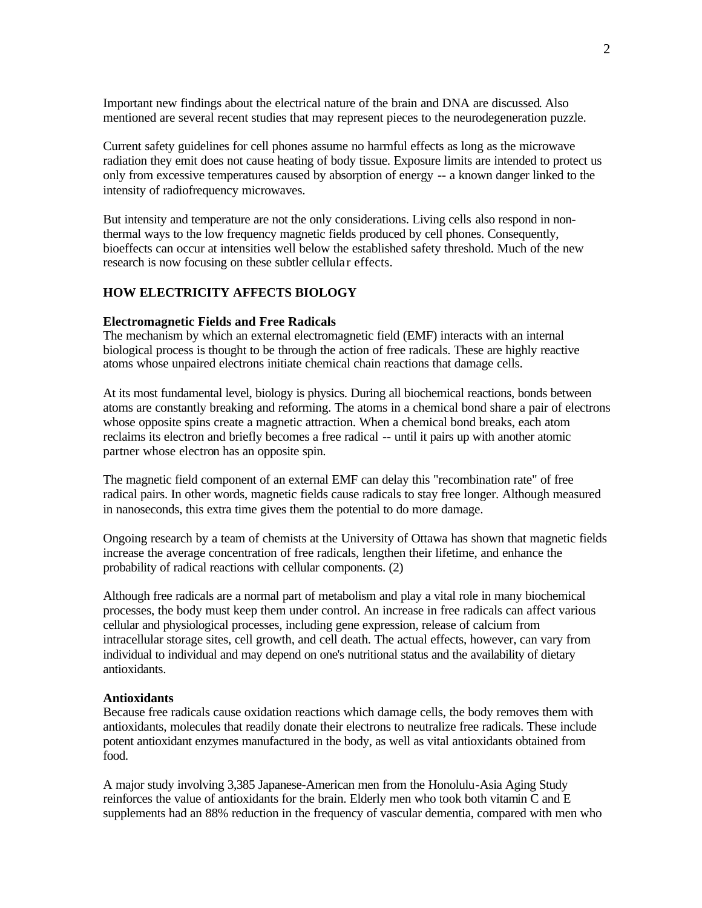Important new findings about the electrical nature of the brain and DNA are discussed. Also mentioned are several recent studies that may represent pieces to the neurodegeneration puzzle.

Current safety guidelines for cell phones assume no harmful effects as long as the microwave radiation they emit does not cause heating of body tissue. Exposure limits are intended to protect us only from excessive temperatures caused by absorption of energy -- a known danger linked to the intensity of radiofrequency microwaves.

But intensity and temperature are not the only considerations. Living cells also respond in non-thermal ways to the low frequency magnetic fields produced by cell phones. Consequently, bioeffects can occur at intensities well below the established safety threshold. Much of the new research is now focusing on these subtler cellular effects.

## HOW ELECTRICITY AFFECTS BIOLOGY

### Electromagnetic Fields and Free Radicals

The mechanism by which an external electromagnetic field (EMF) interacts with an internal biological process is thought to be through the action of free radicals. These are highly reactive atoms whose unpaired electrons initiate chemical chain reactions that damage cells.

At its most fundamental level, biology is physics. During all biochemical reactions, bonds between atoms are constantly breaking and reforming. The atoms in a chemical bond share a pair of electrons whose opposite spins create a magnetic attraction. When a chemical bond breaks, each atom reclaims its electron and briefly becomes a free radical -- until it pairs up with another atomic partner whose electron has an opposite spin.

The magnetic field component of an external EMF can delay this "recombination rate" of free radical pairs. In other words, magnetic fields cause radicals to stay free longer. Although measured in nanoseconds, this extra time gives them the potential to do more damage.

Ongoing research by a team of chemists at the University of Ottawa has shown that magnetic fields increase the average concentration of free radicals, lengthen their lifetime, and enhance the probability of radical reactions with cellular components. (2)

Although free radicals are a normal part of metabolism and play a vital role in many biochemical processes, the body must keep them under control. An increase in free radicals can affect various cellular and physiological processes, including gene expression, release of calcium from intracellular storage sites, cell growth, and cell death. The actual effects, however, can vary from individual to individual and may depend on one's nutritional status and the availability of dietary antioxidants.

### Antioxidants

Because free radicals cause oxidation reactions which damage cells, the body removes them with antioxidants, molecules that readily donate their electrons to neutralize free radicals. These include potent antioxidant enzymes manufactured in the body, as well as vital antioxidants obtained from food.

A major study involving 3,385 Japanese-American men from the Honolulu-Asia Aging Study reinforces the value of antioxidants for the brain. Elderly men who took both vitamin C and E supplements had an 88% reduction in the frequency of vascular dementia, compared with men who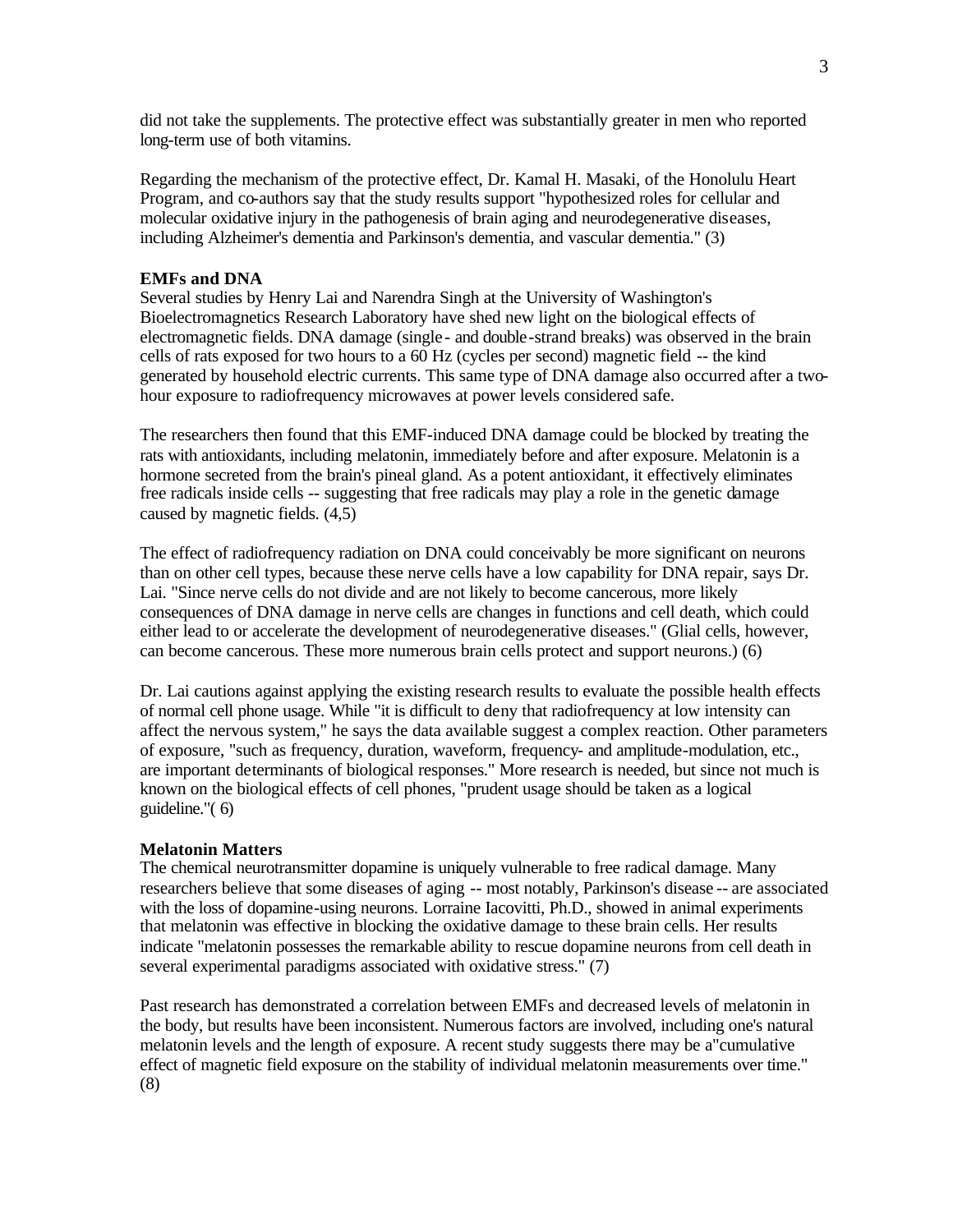did not take the supplements. The protective effect was substantially greater in men who reported long-term use of both vitamins.

Regarding the mechanism of the protective effect, Dr. Kamal H. Masaki, of the Honolulu Heart Program, and co-authors say that the study results support "hypothesized roles for cellular and molecular oxidative injury in the pathogenesis of brain aging and neurodegenerative diseases, including Alzheimer's dementia and Parkinson's dementia, and vascular dementia." (3)

**EMFs and DNA**

Several studies by Henry Lai and Narendra Singh at the University of Washington's Bioelectromagnetics Research Laboratory have shed new light on the biological effects of electromagnetic fields. DNA damage (single- and double-strand breaks) was observed in the brain cells of rats exposed for two hours to a 60 Hz (cycles per second) magnetic field -- the kind generated by household electric currents. This same type of DNA damage also occurred after a two-hour exposure to radiofrequency microwaves at power levels considered safe.

The researchers then found that this EMF-induced DNA damage could be blocked by treating the rats with antioxidants, including melatonin, immediately before and after exposure. Melatonin is a hormone secreted from the brain's pineal gland. As a potent antioxidant, it effectively eliminates free radicals inside cells -- suggesting that free radicals may play a role in the genetic damage caused by magnetic fields. (4,5)

The effect of radiofrequency radiation on DNA could conceivably be more significant on neurons than on other cell types, because these nerve cells have a low capability for DNA repair, says Dr. Lai. "Since nerve cells do not divide and are not likely to become cancerous, more likely consequences of DNA damage in nerve cells are changes in functions and cell death, which could either lead to or accelerate the development of neurodegenerative diseases." (Glial cells, however, can become cancerous. These more numerous brain cells protect and support neurons.) (6)

Dr. Lai cautions against applying the existing research results to evaluate the possible health effects of normal cell phone usage. While "it is difficult to deny that radiofrequency at low intensity can affect the nervous system," he says the data available suggest a complex reaction. Other parameters of exposure, "such as frequency, duration, waveform, frequency- and amplitude-modulation, etc., are important determinants of biological responses." More research is needed, but since not much is known on the biological effects of cell phones, "prudent usage should be taken as a logical guideline."( 6)

**Melatonin Matters**

The chemical neurotransmitter dopamine is uniquely vulnerable to free radical damage. Many researchers believe that some diseases of aging -- most notably, Parkinson's disease -- are associated with the loss of dopamine-using neurons. Lorraine Iacovitti, Ph.D., showed in animal experiments that melatonin was effective in blocking the oxidative damage to these brain cells. Her results indicate "melatonin possesses the remarkable ability to rescue dopamine neurons from cell death in several experimental paradigms associated with oxidative stress." (7)

Past research has demonstrated a correlation between EMFs and decreased levels of melatonin in the body, but results have been inconsistent. Numerous factors are involved, including one's natural melatonin levels and the length of exposure. A recent study suggests there may be a"cumulative effect of magnetic field exposure on the stability of individual melatonin measurements over time." (8)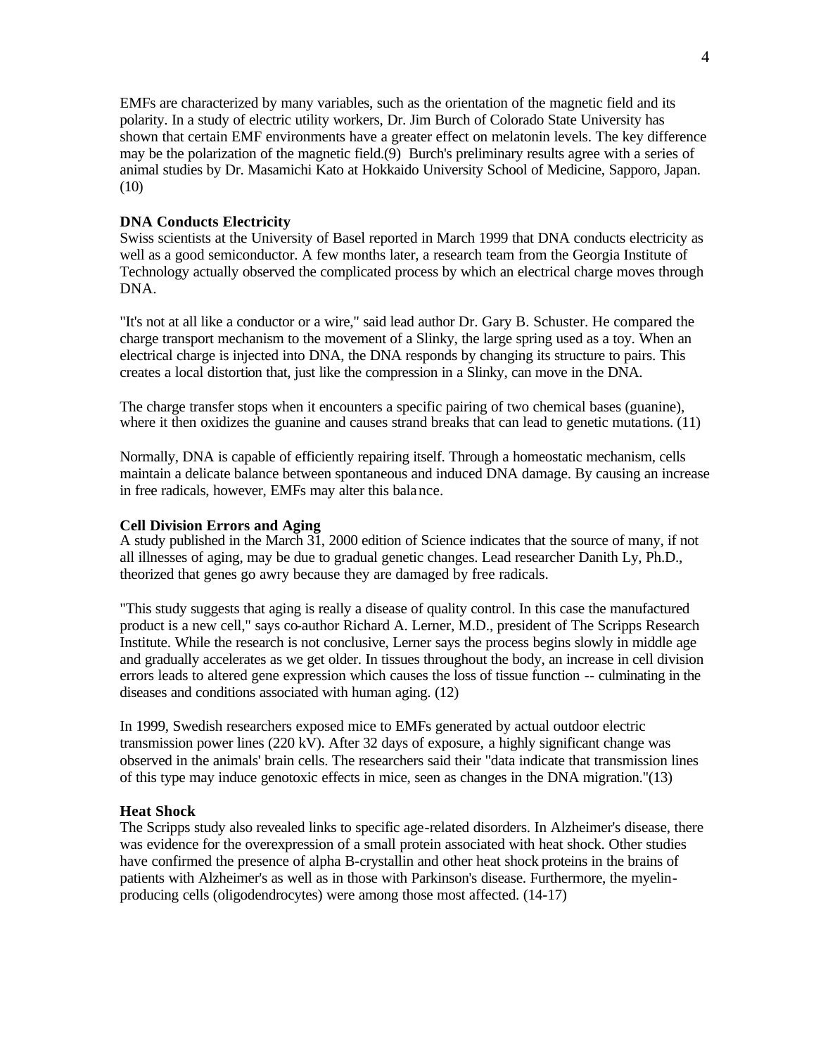EMFs are characterized by many variables, such as the orientation of the magnetic field and its polarity. In a study of electric utility workers, Dr. Jim Burch of Colorado State University has shown that certain EMF environments have a greater effect on melatonin levels. The key difference may be the polarization of the magnetic field.(9) Burch's preliminary results agree with a series of animal studies by Dr. Masamichi Kato at Hokkaido University School of Medicine, Sapporo, Japan. (10)

**DNA Conducts Electricity**

Swiss scientists at the University of Basel reported in March 1999 that DNA conducts electricity as well as a good semiconductor. A few months later, a research team from the Georgia Institute of Technology actually observed the complicated process by which an electrical charge moves through DNA.

"It's not at all like a conductor or a wire," said lead author Dr. Gary B. Schuster. He compared the charge transport mechanism to the movement of a Slinky, the large spring used as a toy. When an electrical charge is injected into DNA, the DNA responds by changing its structure to pairs. This creates a local distortion that, just like the compression in a Slinky, can move in the DNA.

The charge transfer stops when it encounters a specific pairing of two chemical bases (guanine), where it then oxidizes the guanine and causes strand breaks that can lead to genetic mutations. (11)

Normally, DNA is capable of efficiently repairing itself. Through a homeostatic mechanism, cells maintain a delicate balance between spontaneous and induced DNA damage. By causing an increase in free radicals, however, EMFs may alter this balance.

**Cell Division Errors and Aging**

A study published in the March 31, 2000 edition of Science indicates that the source of many, if not all illnesses of aging, may be due to gradual genetic changes. Lead researcher Danith Ly, Ph.D., theorized that genes go awry because they are damaged by free radicals.

"This study suggests that aging is really a disease of quality control. In this case the manufactured product is a new cell," says co-author Richard A. Lerner, M.D., president of The Scripps Research Institute. While the research is not conclusive, Lerner says the process begins slowly in middle age and gradually accelerates as we get older. In tissues throughout the body, an increase in cell division errors leads to altered gene expression which causes the loss of tissue function -- culminating in the diseases and conditions associated with human aging. (12)

In 1999, Swedish researchers exposed mice to EMFs generated by actual outdoor electric transmission power lines (220 kV). After 32 days of exposure, a highly significant change was observed in the animals' brain cells. The researchers said their "data indicate that transmission lines of this type may induce genotoxic effects in mice, seen as changes in the DNA migration."(13)

**Heat Shock**

The Scripps study also revealed links to specific age-related disorders. In Alzheimer's disease, there was evidence for the overexpression of a small protein associated with heat shock. Other studies have confirmed the presence of alpha B-crystallin and other heat shock proteins in the brains of patients with Alzheimer's as well as in those with Parkinson's disease. Furthermore, the myelin-producing cells (oligodendrocytes) were among those most affected. (14-17)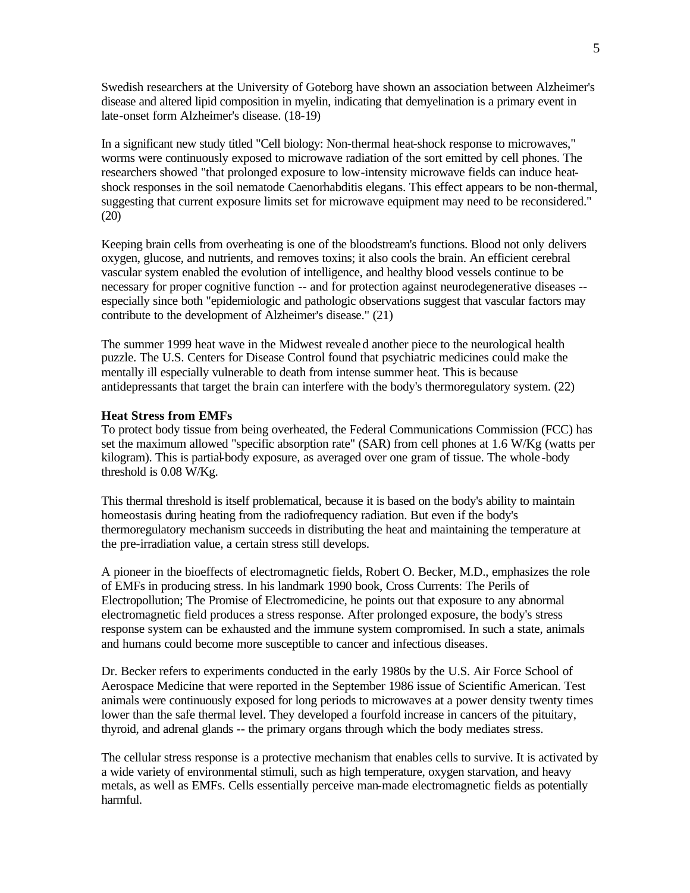Swedish researchers at the University of Goteborg have shown an association between Alzheimer's disease and altered lipid composition in myelin, indicating that demyelination is a primary event in late-onset form Alzheimer's disease. (18-19)

In a significant new study titled "Cell biology: Non-thermal heat-shock response to microwaves," worms were continuously exposed to microwave radiation of the sort emitted by cell phones. The researchers showed "that prolonged exposure to low-intensity microwave fields can induce heat-shock responses in the soil nematode Caenorhabditis elegans. This effect appears to be non-thermal, suggesting that current exposure limits set for microwave equipment may need to be reconsidered." (20)

Keeping brain cells from overheating is one of the bloodstream's functions. Blood not only delivers oxygen, glucose, and nutrients, and removes toxins; it also cools the brain. An efficient cerebral vascular system enabled the evolution of intelligence, and healthy blood vessels continue to be necessary for proper cognitive function -- and for protection against neurodegenerative diseases -- especially since both "epidemiologic and pathologic observations suggest that vascular factors may contribute to the development of Alzheimer's disease." (21)

The summer 1999 heat wave in the Midwest revealed another piece to the neurological health puzzle. The U.S. Centers for Disease Control found that psychiatric medicines could make the mentally ill especially vulnerable to death from intense summer heat. This is because antidepressants that target the brain can interfere with the body's thermoregulatory system. (22)

**Heat Stress from EMFs**

To protect body tissue from being overheated, the Federal Communications Commission (FCC) has set the maximum allowed "specific absorption rate" (SAR) from cell phones at 1.6 W/Kg (watts per kilogram). This is partial-body exposure, as averaged over one gram of tissue. The whole-body threshold is 0.08 W/Kg.

This thermal threshold is itself problematical, because it is based on the body's ability to maintain homeostasis during heating from the radiofrequency radiation. But even if the body's thermoregulatory mechanism succeeds in distributing the heat and maintaining the temperature at the pre-irradiation value, a certain stress still develops.

A pioneer in the bioeffects of electromagnetic fields, Robert O. Becker, M.D., emphasizes the role of EMFs in producing stress. In his landmark 1990 book, Cross Currents: The Perils of Electropollution; The Promise of Electromedicine, he points out that exposure to any abnormal electromagnetic field produces a stress response. After prolonged exposure, the body's stress response system can be exhausted and the immune system compromised. In such a state, animals and humans could become more susceptible to cancer and infectious diseases.

Dr. Becker refers to experiments conducted in the early 1980s by the U.S. Air Force School of Aerospace Medicine that were reported in the September 1986 issue of Scientific American. Test animals were continuously exposed for long periods to microwaves at a power density twenty times lower than the safe thermal level. They developed a fourfold increase in cancers of the pituitary, thyroid, and adrenal glands -- the primary organs through which the body mediates stress.

The cellular stress response is a protective mechanism that enables cells to survive. It is activated by a wide variety of environmental stimuli, such as high temperature, oxygen starvation, and heavy metals, as well as EMFs. Cells essentially perceive man-made electromagnetic fields as potentially harmful.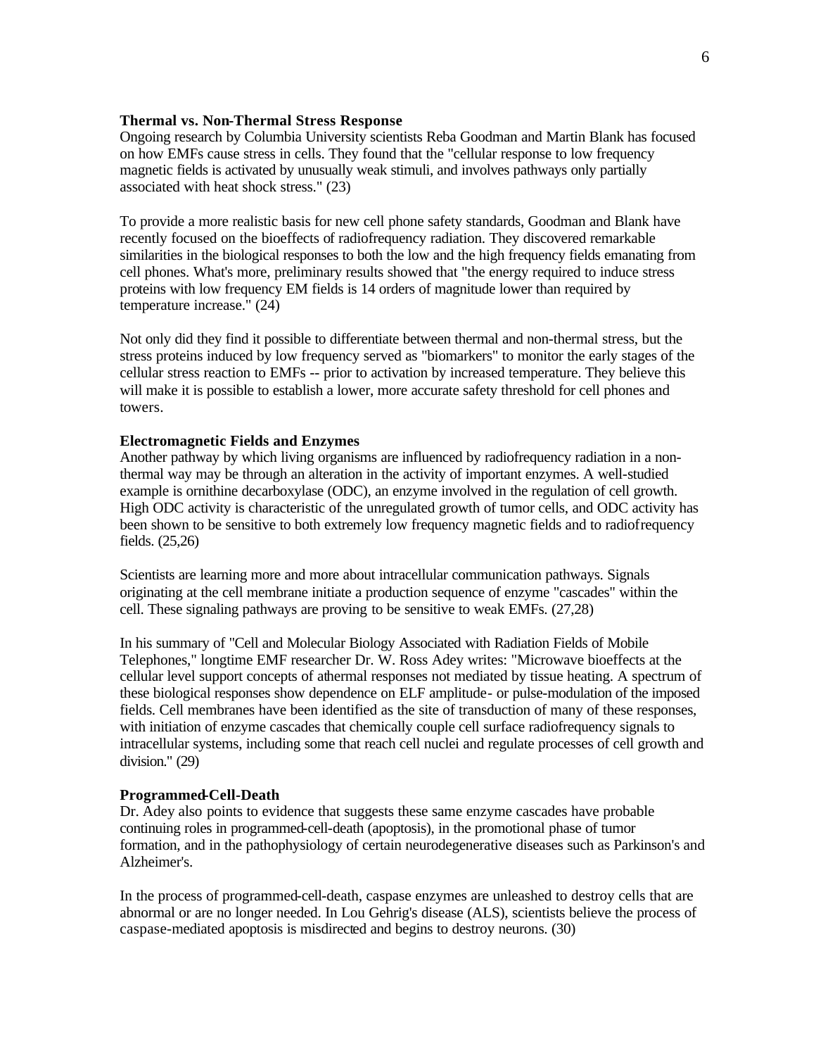**Thermal vs. Non-Thermal Stress Response**

Ongoing research by Columbia University scientists Reba Goodman and Martin Blank has focused on how EMFs cause stress in cells. They found that the "cellular response to low frequency magnetic fields is activated by unusually weak stimuli, and involves pathways only partially associated with heat shock stress." (23)

To provide a more realistic basis for new cell phone safety standards, Goodman and Blank have recently focused on the bioeffects of radiofrequency radiation. They discovered remarkable similarities in the biological responses to both the low and the high frequency fields emanating from cell phones. What's more, preliminary results showed that "the energy required to induce stress proteins with low frequency EM fields is 14 orders of magnitude lower than required by temperature increase." (24)

Not only did they find it possible to differentiate between thermal and non-thermal stress, but the stress proteins induced by low frequency served as "biomarkers" to monitor the early stages of the cellular stress reaction to EMFs -- prior to activation by increased temperature. They believe this will make it is possible to establish a lower, more accurate safety threshold for cell phones and towers.

**Electromagnetic Fields and Enzymes**

Another pathway by which living organisms are influenced by radiofrequency radiation in a non-thermal way may be through an alteration in the activity of important enzymes. A well-studied example is ornithine decarboxylase (ODC), an enzyme involved in the regulation of cell growth. High ODC activity is characteristic of the unregulated growth of tumor cells, and ODC activity has been shown to be sensitive to both extremely low frequency magnetic fields and to radiofrequency fields. (25,26)

Scientists are learning more and more about intracellular communication pathways. Signals originating at the cell membrane initiate a production sequence of enzyme "cascades" within the cell. These signaling pathways are proving to be sensitive to weak EMFs. (27,28)

In his summary of "Cell and Molecular Biology Associated with Radiation Fields of Mobile Telephones," longtime EMF researcher Dr. W. Ross Adey writes: "Microwave bioeffects at the cellular level support concepts of athermal responses not mediated by tissue heating. A spectrum of these biological responses show dependence on ELF amplitude- or pulse-modulation of the imposed fields. Cell membranes have been identified as the site of transduction of many of these responses, with initiation of enzyme cascades that chemically couple cell surface radiofrequency signals to intracellular systems, including some that reach cell nuclei and regulate processes of cell growth and division." (29)

**Programmed-Cell-Death**

Dr. Adey also points to evidence that suggests these same enzyme cascades have probable continuing roles in programmed-cell-death (apoptosis), in the promotional phase of tumor formation, and in the pathophysiology of certain neurodegenerative diseases such as Parkinson's and Alzheimer's.

In the process of programmed-cell-death, caspase enzymes are unleashed to destroy cells that are abnormal or are no longer needed. In Lou Gehrig's disease (ALS), scientists believe the process of caspase-mediated apoptosis is misdirected and begins to destroy neurons. (30)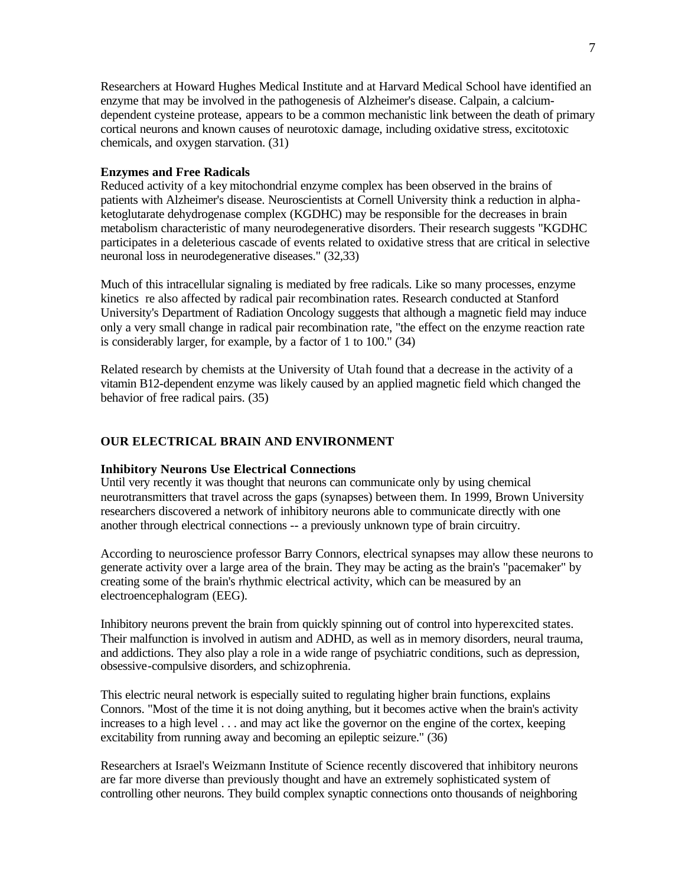Researchers at Howard Hughes Medical Institute and at Harvard Medical School have identified an enzyme that may be involved in the pathogenesis of Alzheimer's disease. Calpain, a calcium-dependent cysteine protease, appears to be a common mechanistic link between the death of primary cortical neurons and known causes of neurotoxic damage, including oxidative stress, excitotoxic chemicals, and oxygen starvation. (31)

### Enzymes and Free Radicals

Reduced activity of a key mitochondrial enzyme complex has been observed in the brains of patients with Alzheimer's disease. Neuroscientists at Cornell University think a reduction in alpha-ketoglutarate dehydrogenase complex (KGDHC) may be responsible for the decreases in brain metabolism characteristic of many neurodegenerative disorders. Their research suggests "KGDHC participates in a deleterious cascade of events related to oxidative stress that are critical in selective neuronal loss in neurodegenerative diseases." (32,33)

Much of this intracellular signaling is mediated by free radicals. Like so many processes, enzyme kinetics re also affected by radical pair recombination rates. Research conducted at Stanford University's Department of Radiation Oncology suggests that although a magnetic field may induce only a very small change in radical pair recombination rate, "the effect on the enzyme reaction rate is considerably larger, for example, by a factor of 1 to 100." (34)

Related research by chemists at the University of Utah found that a decrease in the activity of a vitamin B12-dependent enzyme was likely caused by an applied magnetic field which changed the behavior of free radical pairs. (35)

## OUR ELECTRICAL BRAIN AND ENVIRONMENT

### Inhibitory Neurons Use Electrical Connections

Until very recently it was thought that neurons can communicate only by using chemical neurotransmitters that travel across the gaps (synapses) between them. In 1999, Brown University researchers discovered a network of inhibitory neurons able to communicate directly with one another through electrical connections -- a previously unknown type of brain circuitry.

According to neuroscience professor Barry Connors, electrical synapses may allow these neurons to generate activity over a large area of the brain. They may be acting as the brain's "pacemaker" by creating some of the brain's rhythmic electrical activity, which can be measured by an electroencephalogram (EEG).

Inhibitory neurons prevent the brain from quickly spinning out of control into hyperexcited states. Their malfunction is involved in autism and ADHD, as well as in memory disorders, neural trauma, and addictions. They also play a role in a wide range of psychiatric conditions, such as depression, obsessive-compulsive disorders, and schizophrenia.

This electric neural network is especially suited to regulating higher brain functions, explains Connors. "Most of the time it is not doing anything, but it becomes active when the brain's activity increases to a high level . . . and may act like the governor on the engine of the cortex, keeping excitability from running away and becoming an epileptic seizure." (36)

Researchers at Israel's Weizmann Institute of Science recently discovered that inhibitory neurons are far more diverse than previously thought and have an extremely sophisticated system of controlling other neurons. They build complex synaptic connections onto thousands of neighboring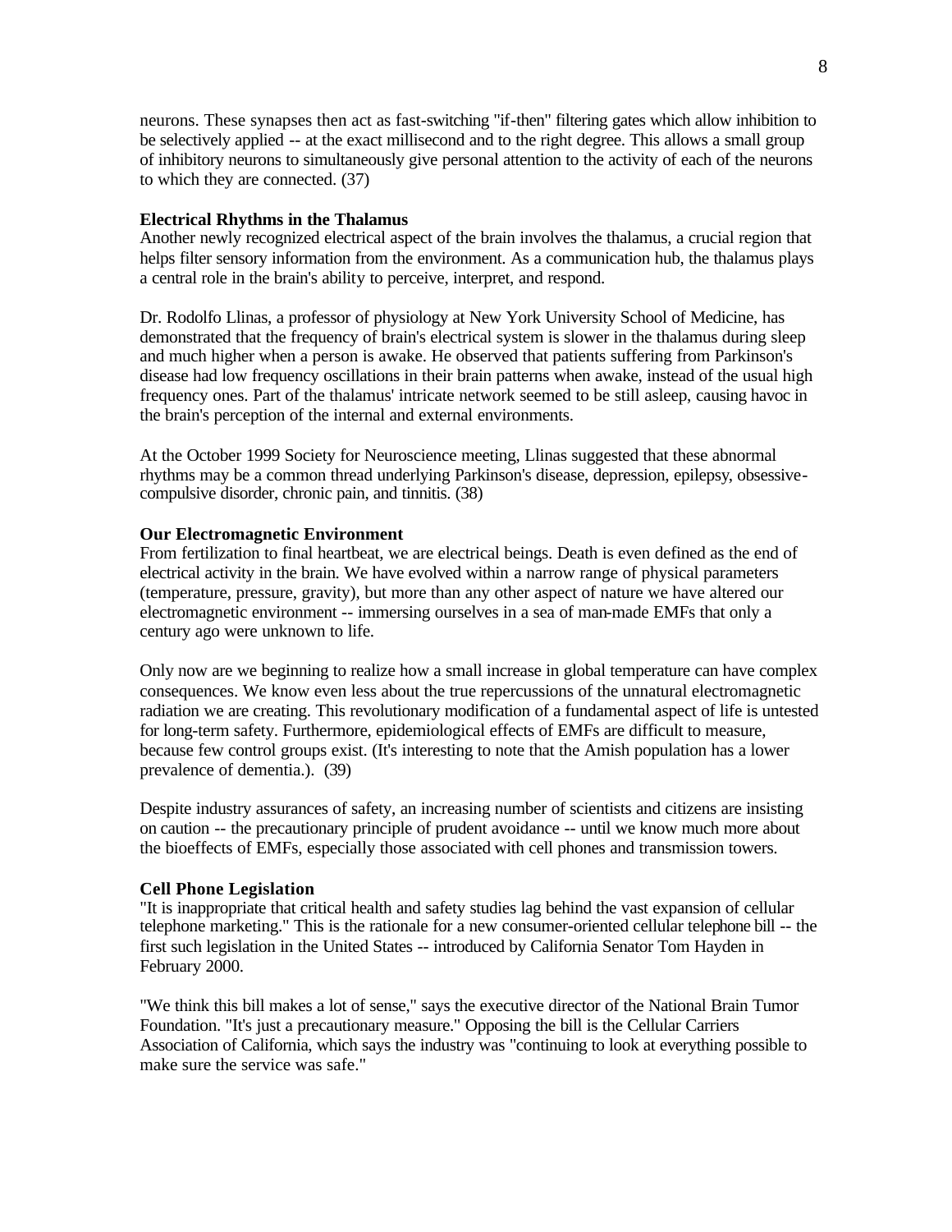neurons. These synapses then act as fast-switching "if-then" filtering gates which allow inhibition to be selectively applied -- at the exact millisecond and to the right degree. This allows a small group of inhibitory neurons to simultaneously give personal attention to the activity of each of the neurons to which they are connected. (37)

**Electrical Rhythms in the Thalamus**

Another newly recognized electrical aspect of the brain involves the thalamus, a crucial region that helps filter sensory information from the environment. As a communication hub, the thalamus plays a central role in the brain's ability to perceive, interpret, and respond.

Dr. Rodolfo Llinas, a professor of physiology at New York University School of Medicine, has demonstrated that the frequency of brain's electrical system is slower in the thalamus during sleep and much higher when a person is awake. He observed that patients suffering from Parkinson's disease had low frequency oscillations in their brain patterns when awake, instead of the usual high frequency ones. Part of the thalamus' intricate network seemed to be still asleep, causing havoc in the brain's perception of the internal and external environments.

At the October 1999 Society for Neuroscience meeting, Llinas suggested that these abnormal rhythms may be a common thread underlying Parkinson's disease, depression, epilepsy, obsessive-compulsive disorder, chronic pain, and tinnitis. (38)

**Our Electromagnetic Environment**

From fertilization to final heartbeat, we are electrical beings. Death is even defined as the end of electrical activity in the brain. We have evolved within a narrow range of physical parameters (temperature, pressure, gravity), but more than any other aspect of nature we have altered our electromagnetic environment -- immersing ourselves in a sea of man-made EMFs that only a century ago were unknown to life.

Only now are we beginning to realize how a small increase in global temperature can have complex consequences. We know even less about the true repercussions of the unnatural electromagnetic radiation we are creating. This revolutionary modification of a fundamental aspect of life is untested for long-term safety. Furthermore, epidemiological effects of EMFs are difficult to measure, because few control groups exist. (It's interesting to note that the Amish population has a lower prevalence of dementia.). (39)

Despite industry assurances of safety, an increasing number of scientists and citizens are insisting on caution -- the precautionary principle of prudent avoidance -- until we know much more about the bioeffects of EMFs, especially those associated with cell phones and transmission towers.

**Cell Phone Legislation**

"It is inappropriate that critical health and safety studies lag behind the vast expansion of cellular telephone marketing." This is the rationale for a new consumer-oriented cellular telephone bill -- the first such legislation in the United States -- introduced by California Senator Tom Hayden in February 2000.

"We think this bill makes a lot of sense," says the executive director of the National Brain Tumor Foundation. "It's just a precautionary measure." Opposing the bill is the Cellular Carriers Association of California, which says the industry was "continuing to look at everything possible to make sure the service was safe."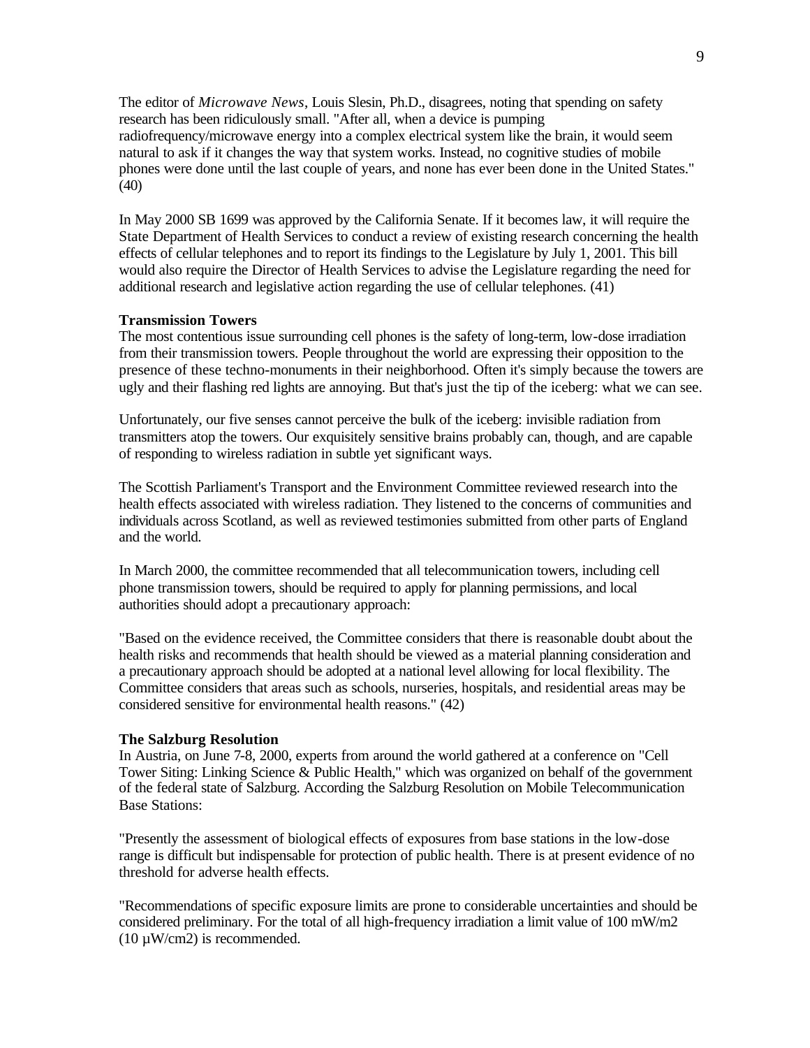The editor of *Microwave News*, Louis Slesin, Ph.D., disagrees, noting that spending on safety research has been ridiculously small. "After all, when a device is pumping radiofrequency/microwave energy into a complex electrical system like the brain, it would seem natural to ask if it changes the way that system works. Instead, no cognitive studies of mobile phones were done until the last couple of years, and none has ever been done in the United States." (40)

In May 2000 SB 1699 was approved by the California Senate. If it becomes law, it will require the State Department of Health Services to conduct a review of existing research concerning the health effects of cellular telephones and to report its findings to the Legislature by July 1, 2001. This bill would also require the Director of Health Services to advise the Legislature regarding the need for additional research and legislative action regarding the use of cellular telephones. (41)

**Transmission Towers**

The most contentious issue surrounding cell phones is the safety of long-term, low-dose irradiation from their transmission towers. People throughout the world are expressing their opposition to the presence of these techno-monuments in their neighborhood. Often it's simply because the towers are ugly and their flashing red lights are annoying. But that's just the tip of the iceberg: what we can see.

Unfortunately, our five senses cannot perceive the bulk of the iceberg: invisible radiation from transmitters atop the towers. Our exquisitely sensitive brains probably can, though, and are capable of responding to wireless radiation in subtle yet significant ways.

The Scottish Parliament's Transport and the Environment Committee reviewed research into the health effects associated with wireless radiation. They listened to the concerns of communities and individuals across Scotland, as well as reviewed testimonies submitted from other parts of England and the world.

In March 2000, the committee recommended that all telecommunication towers, including cell phone transmission towers, should be required to apply for planning permissions, and local authorities should adopt a precautionary approach:

"Based on the evidence received, the Committee considers that there is reasonable doubt about the health risks and recommends that health should be viewed as a material planning consideration and a precautionary approach should be adopted at a national level allowing for local flexibility. The Committee considers that areas such as schools, nurseries, hospitals, and residential areas may be considered sensitive for environmental health reasons." (42)

**The Salzburg Resolution**

In Austria, on June 7-8, 2000, experts from around the world gathered at a conference on "Cell Tower Siting: Linking Science & Public Health," which was organized on behalf of the government of the federal state of Salzburg. According the Salzburg Resolution on Mobile Telecommunication Base Stations:

"Presently the assessment of biological effects of exposures from base stations in the low-dose range is difficult but indispensable for protection of public health. There is at present evidence of no threshold for adverse health effects.

"Recommendations of specific exposure limits are prone to considerable uncertainties and should be considered preliminary. For the total of all high-frequency irradiation a limit value of 100 mW/m2 (10 µW/cm2) is recommended.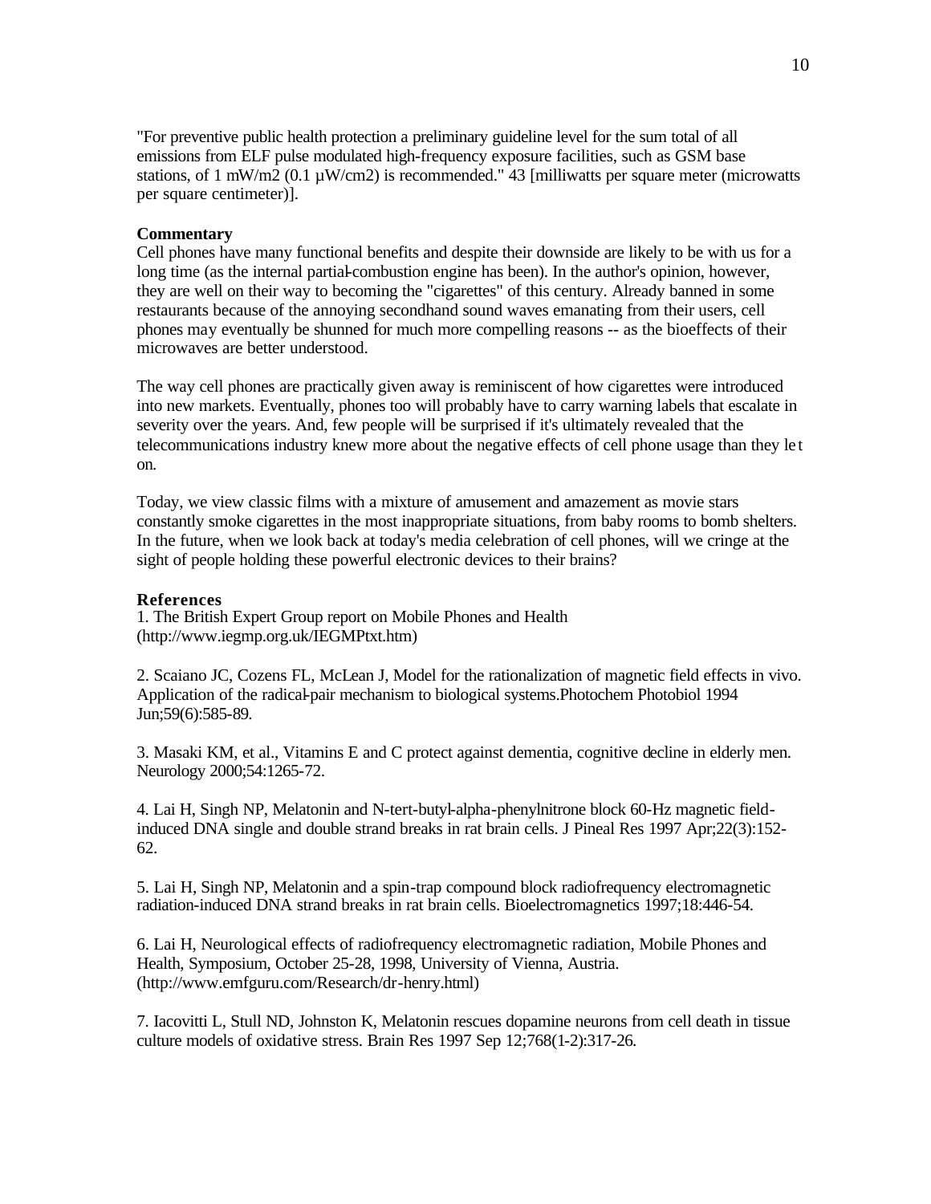"For preventive public health protection a preliminary guideline level for the sum total of all emissions from ELF pulse modulated high-frequency exposure facilities, such as GSM base stations, of 1 mW/m2 (0.1 µW/cm2) is recommended." 43 [milliwatts per square meter (microwatts per square centimeter)].

**Commentary**

Cell phones have many functional benefits and despite their downside are likely to be with us for a long time (as the internal partial-combustion engine has been). In the author's opinion, however, they are well on their way to becoming the "cigarettes" of this century. Already banned in some restaurants because of the annoying secondhand sound waves emanating from their users, cell phones may eventually be shunned for much more compelling reasons -- as the bioeffects of their microwaves are better understood.

The way cell phones are practically given away is reminiscent of how cigarettes were introduced into new markets. Eventually, phones too will probably have to carry warning labels that escalate in severity over the years. And, few people will be surprised if it's ultimately revealed that the telecommunications industry knew more about the negative effects of cell phone usage than they let on.

Today, we view classic films with a mixture of amusement and amazement as movie stars constantly smoke cigarettes in the most inappropriate situations, from baby rooms to bomb shelters. In the future, when we look back at today's media celebration of cell phones, will we cringe at the sight of people holding these powerful electronic devices to their brains?

**References**

1. The British Expert Group report on Mobile Phones and Health (http://www.iegmp.org.uk/IEGMPtxt.htm)

2. Scaiano JC, Cozens FL, McLean J, Model for the rationalization of magnetic field effects in vivo. Application of the radical-pair mechanism to biological systems.Photochem Photobiol 1994 Jun;59(6):585-89.

3. Masaki KM, et al., Vitamins E and C protect against dementia, cognitive decline in elderly men. Neurology 2000;54:1265-72.

4. Lai H, Singh NP, Melatonin and N-tert-butyl-alpha-phenylnitrone block 60-Hz magnetic field-induced DNA single and double strand breaks in rat brain cells. J Pineal Res 1997 Apr;22(3):152-62.

5. Lai H, Singh NP, Melatonin and a spin-trap compound block radiofrequency electromagnetic radiation-induced DNA strand breaks in rat brain cells. Bioelectromagnetics 1997;18:446-54.

6. Lai H, Neurological effects of radiofrequency electromagnetic radiation, Mobile Phones and Health, Symposium, October 25-28, 1998, University of Vienna, Austria. (http://www.emfguru.com/Research/dr-henry.html)

7. Iacovitti L, Stull ND, Johnston K, Melatonin rescues dopamine neurons from cell death in tissue culture models of oxidative stress. Brain Res 1997 Sep 12;768(1-2):317-26.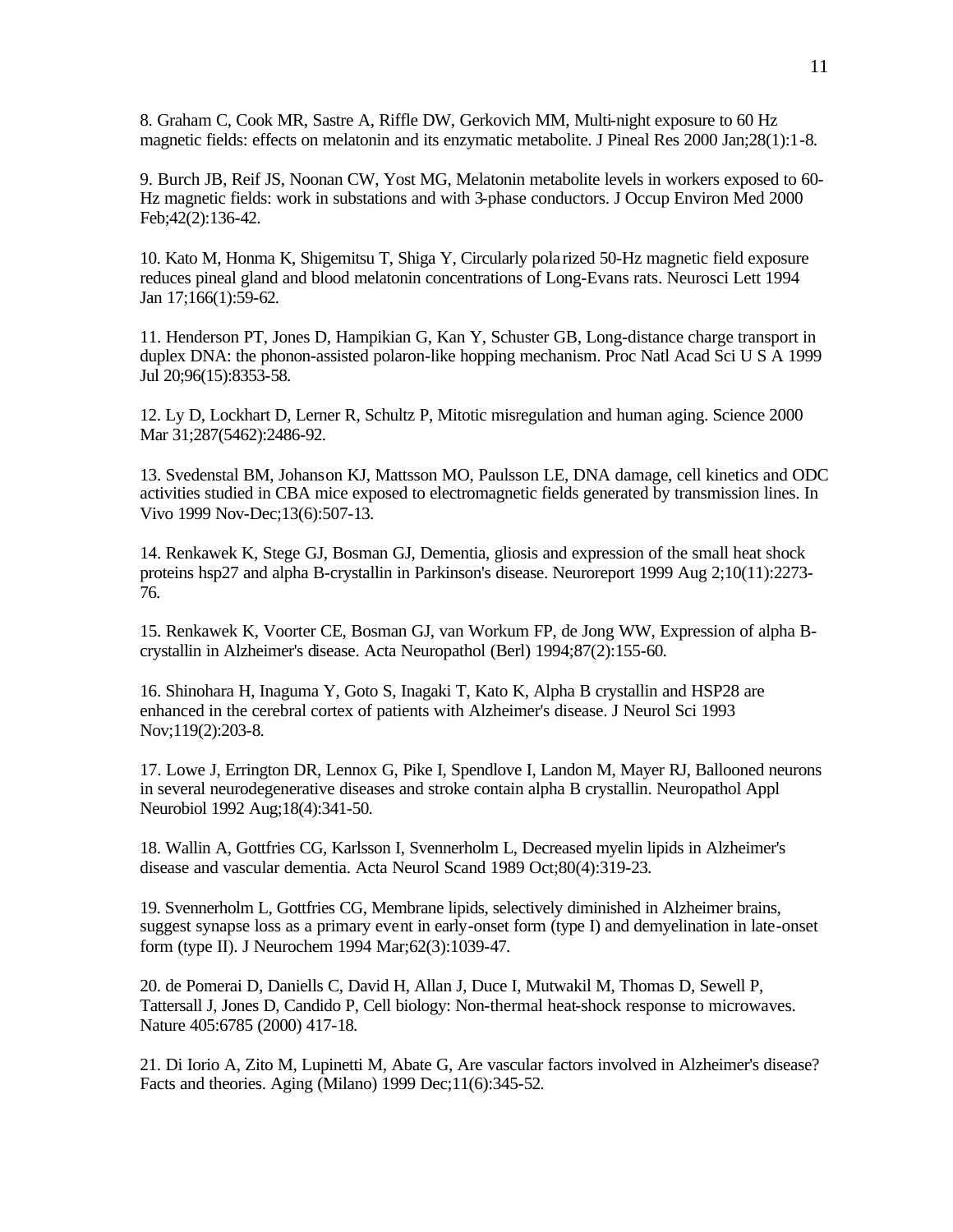8. Graham C, Cook MR, Sastre A, Riffle DW, Gerkovich MM, Multi-night exposure to 60 Hz magnetic fields: effects on melatonin and its enzymatic metabolite. J Pineal Res 2000 Jan;28(1):1-8.

9. Burch JB, Reif JS, Noonan CW, Yost MG, Melatonin metabolite levels in workers exposed to 60-Hz magnetic fields: work in substations and with 3-phase conductors. J Occup Environ Med 2000 Feb;42(2):136-42.

10. Kato M, Honma K, Shigemitsu T, Shiga Y, Circularly polarized 50-Hz magnetic field exposure reduces pineal gland and blood melatonin concentrations of Long-Evans rats. Neurosci Lett 1994 Jan 17;166(1):59-62.

11. Henderson PT, Jones D, Hampikian G, Kan Y, Schuster GB, Long-distance charge transport in duplex DNA: the phonon-assisted polaron-like hopping mechanism. Proc Natl Acad Sci U S A 1999 Jul 20;96(15):8353-58.

12. Ly D, Lockhart D, Lerner R, Schultz P, Mitotic misregulation and human aging. Science 2000 Mar 31;287(5462):2486-92.

13. Svedenstal BM, Johanson KJ, Mattsson MO, Paulsson LE, DNA damage, cell kinetics and ODC activities studied in CBA mice exposed to electromagnetic fields generated by transmission lines. In Vivo 1999 Nov-Dec;13(6):507-13.

14. Renkawek K, Stege GJ, Bosman GJ, Dementia, gliosis and expression of the small heat shock proteins hsp27 and alpha B-crystallin in Parkinson's disease. Neuroreport 1999 Aug 2;10(11):2273-76.

15. Renkawek K, Voorter CE, Bosman GJ, van Workum FP, de Jong WW, Expression of alpha B-crystallin in Alzheimer's disease. Acta Neuropathol (Berl) 1994;87(2):155-60.

16. Shinohara H, Inaguma Y, Goto S, Inagaki T, Kato K, Alpha B crystallin and HSP28 are enhanced in the cerebral cortex of patients with Alzheimer's disease. J Neurol Sci 1993 Nov;119(2):203-8.

17. Lowe J, Errington DR, Lennox G, Pike I, Spendlove I, Landon M, Mayer RJ, Ballooned neurons in several neurodegenerative diseases and stroke contain alpha B crystallin. Neuropathol Appl Neurobiol 1992 Aug;18(4):341-50.

18. Wallin A, Gottfries CG, Karlsson I, Svennerholm L, Decreased myelin lipids in Alzheimer's disease and vascular dementia. Acta Neurol Scand 1989 Oct;80(4):319-23.

19. Svennerholm L, Gottfries CG, Membrane lipids, selectively diminished in Alzheimer brains, suggest synapse loss as a primary event in early-onset form (type I) and demyelination in late-onset form (type II). J Neurochem 1994 Mar;62(3):1039-47.

20. de Pomerai D, Daniells C, David H, Allan J, Duce I, Mutwakil M, Thomas D, Sewell P, Tattersall J, Jones D, Candido P, Cell biology: Non-thermal heat-shock response to microwaves. Nature 405:6785 (2000) 417-18.

21. Di Iorio A, Zito M, Lupinetti M, Abate G, Are vascular factors involved in Alzheimer's disease? Facts and theories. Aging (Milano) 1999 Dec;11(6):345-52.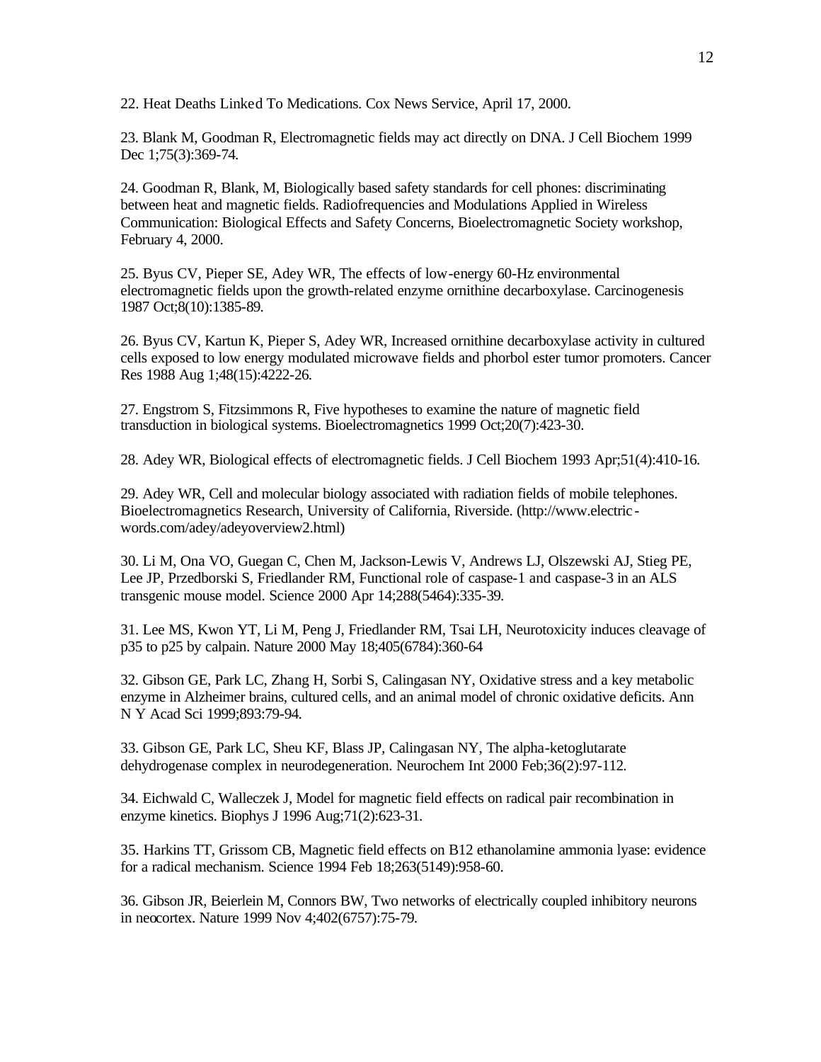22. Heat Deaths Linked To Medications. Cox News Service, April 17, 2000.

23. Blank M, Goodman R, Electromagnetic fields may act directly on DNA. J Cell Biochem 1999 Dec 1;75(3):369-74.

24. Goodman R, Blank, M, Biologically based safety standards for cell phones: discriminating between heat and magnetic fields. Radiofrequencies and Modulations Applied in Wireless Communication: Biological Effects and Safety Concerns, Bioelectromagnetic Society workshop, February 4, 2000.

25. Byus CV, Pieper SE, Adey WR, The effects of low-energy 60-Hz environmental electromagnetic fields upon the growth-related enzyme ornithine decarboxylase. Carcinogenesis 1987 Oct;8(10):1385-89.

26. Byus CV, Kartun K, Pieper S, Adey WR, Increased ornithine decarboxylase activity in cultured cells exposed to low energy modulated microwave fields and phorbol ester tumor promoters. Cancer Res 1988 Aug 1;48(15):4222-26.

27. Engstrom S, Fitzsimmons R, Five hypotheses to examine the nature of magnetic field transduction in biological systems. Bioelectromagnetics 1999 Oct;20(7):423-30.

28. Adey WR, Biological effects of electromagnetic fields. J Cell Biochem 1993 Apr;51(4):410-16.

29. Adey WR, Cell and molecular biology associated with radiation fields of mobile telephones. Bioelectromagnetics Research, University of California, Riverside. (http://www.electric-words.com/adey/adeyoverview2.html)

30. Li M, Ona VO, Guegan C, Chen M, Jackson-Lewis V, Andrews LJ, Olszewski AJ, Stieg PE, Lee JP, Przedborski S, Friedlander RM, Functional role of caspase-1 and caspase-3 in an ALS transgenic mouse model. Science 2000 Apr 14;288(5464):335-39.

31. Lee MS, Kwon YT, Li M, Peng J, Friedlander RM, Tsai LH, Neurotoxicity induces cleavage of p35 to p25 by calpain. Nature 2000 May 18;405(6784):360-64

32. Gibson GE, Park LC, Zhang H, Sorbi S, Calingasan NY, Oxidative stress and a key metabolic enzyme in Alzheimer brains, cultured cells, and an animal model of chronic oxidative deficits. Ann N Y Acad Sci 1999;893:79-94.

33. Gibson GE, Park LC, Sheu KF, Blass JP, Calingasan NY, The alpha-ketoglutarate dehydrogenase complex in neurodegeneration. Neurochem Int 2000 Feb;36(2):97-112.

34. Eichwald C, Walleczek J, Model for magnetic field effects on radical pair recombination in enzyme kinetics. Biophys J 1996 Aug;71(2):623-31.

35. Harkins TT, Grissom CB, Magnetic field effects on B12 ethanolamine ammonia lyase: evidence for a radical mechanism. Science 1994 Feb 18;263(5149):958-60.

36. Gibson JR, Beierlein M, Connors BW, Two networks of electrically coupled inhibitory neurons in neocortex. Nature 1999 Nov 4;402(6757):75-79.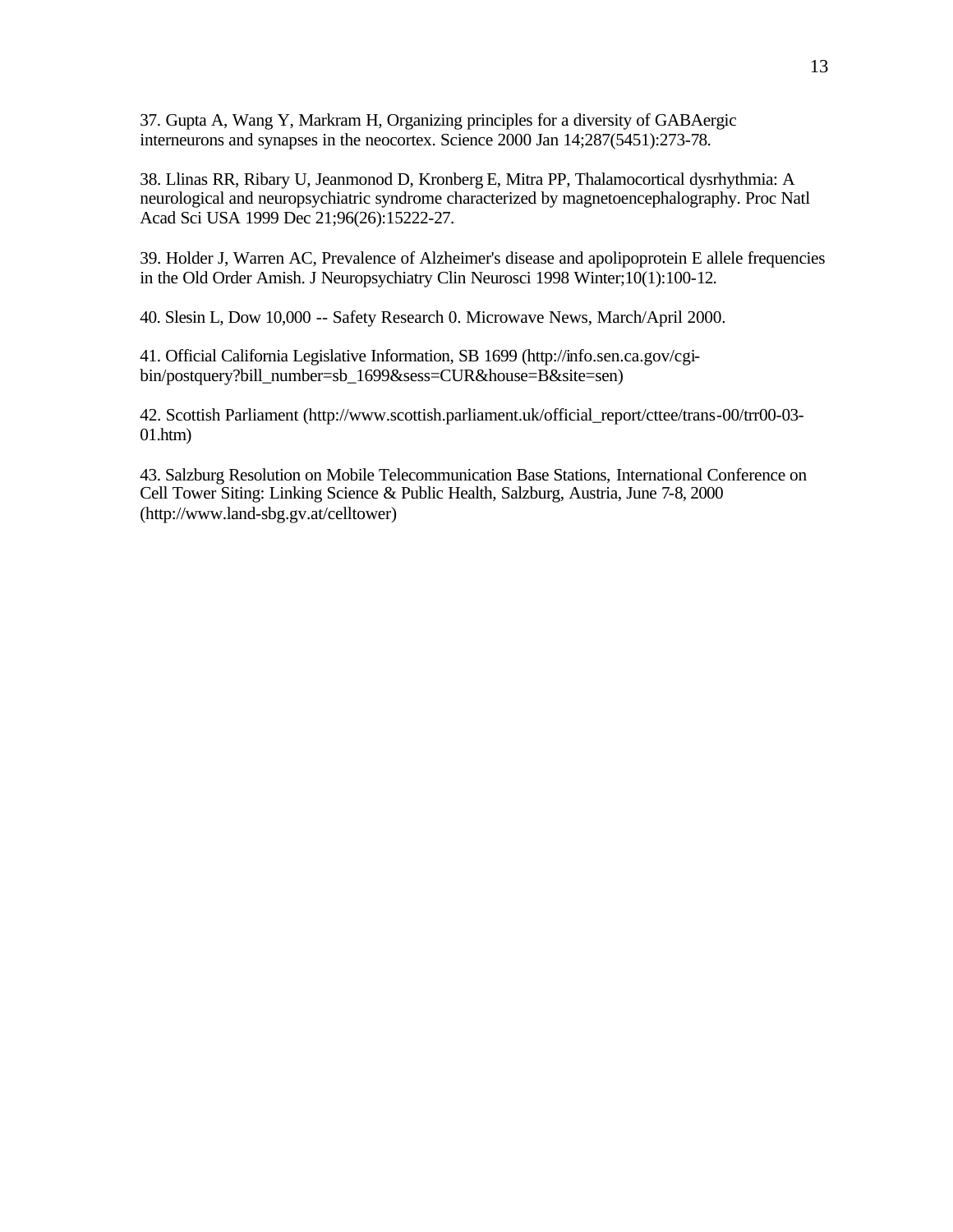37. Gupta A, Wang Y, Markram H, Organizing principles for a diversity of GABAergic interneurons and synapses in the neocortex. Science 2000 Jan 14;287(5451):273-78.

38. Llinas RR, Ribary U, Jeanmonod D, Kronberg E, Mitra PP, Thalamocortical dysrhythmia: A neurological and neuropsychiatric syndrome characterized by magnetoencephalography. Proc Natl Acad Sci USA 1999 Dec 21;96(26):15222-27.

39. Holder J, Warren AC, Prevalence of Alzheimer's disease and apolipoprotein E allele frequencies in the Old Order Amish. J Neuropsychiatry Clin Neurosci 1998 Winter;10(1):100-12.

40. Slesin L, Dow 10,000 -- Safety Research 0. Microwave News, March/April 2000.

41. Official California Legislative Information, SB 1699 (http://info.sen.ca.gov/cgi-bin/postquery?bill_number=sb_1699&sess=CUR&house=B&site=sen)

42. Scottish Parliament (http://www.scottish.parliament.uk/official_report/cttee/trans-00/trr00-03-01.htm)

43. Salzburg Resolution on Mobile Telecommunication Base Stations, International Conference on Cell Tower Siting: Linking Science & Public Health, Salzburg, Austria, June 7-8, 2000 (http://www.land-sbg.gv.at/celltower)